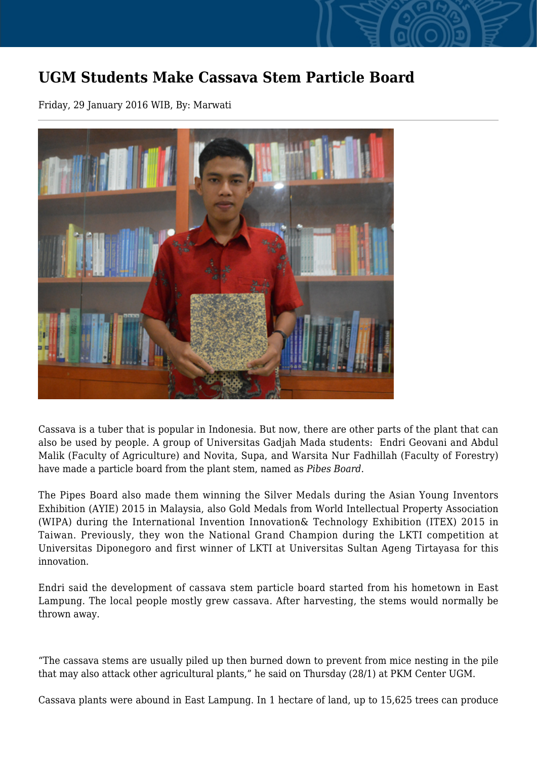# UGM Students Make Cassava Stem Particle Board

Friday, 29 January 2016 WIB, By: Marwati

Cassava is a tuber that is popular in Indonesia. But now, there are other parts of the plant that can also be used by people. A group of Universitas Gadjah Mada students: Endri Geovani and Abdul Malik (Faculty of Agriculture) and Novita, Supa, and Warsita Nur Fadhillah (Faculty of Forestry) have made a particle board from the plant stem, named as *Pibes Board*.

The Pipes Board also made them winning the Silver Medals during the Asian Young Inventors Exhibition (AYIE) 2015 in Malaysia, also Gold Medals from World Intellectual Property Association (WIPA) during the International Invention Innovation& Technology Exhibition (ITEX) 2015 in Taiwan. Previously, they won the National Grand Champion during the LKTI competition at Universitas Diponegoro and first winner of LKTI at Universitas Sultan Ageng Tirtayasa for this innovation.

Endri said the development of cassava stem particle board started from his hometown in East Lampung. The local people mostly grew cassava. After harvesting, the stems would normally be thrown away.

"The cassava stems are usually piled up then burned down to prevent from mice nesting in the pile that may also attack other agricultural plants," he said on Thursday (28/1) at PKM Center UGM.

Cassava plants were abound in East Lampung. In 1 hectare of land, up to 15,625 trees can produce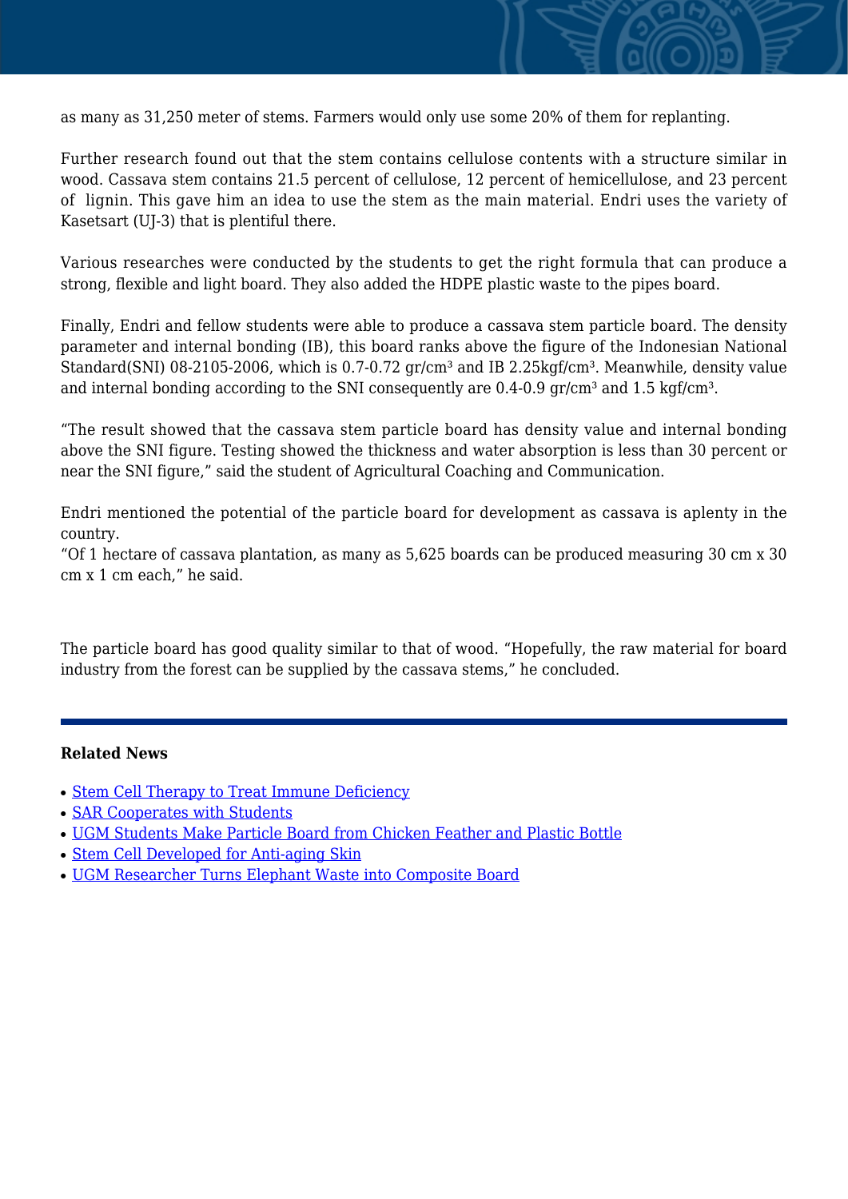as many as 31,250 meter of stems. Farmers would only use some 20% of them for replanting.

Further research found out that the stem contains cellulose contents with a structure similar in wood. Cassava stem contains 21.5 percent of cellulose, 12 percent of hemicellulose, and 23 percent of lignin. This gave him an idea to use the stem as the main material. Endri uses the variety of Kasetsart (UJ-3) that is plentiful there.

Various researches were conducted by the students to get the right formula that can produce a strong, flexible and light board. They also added the HDPE plastic waste to the pipes board.

Finally, Endri and fellow students were able to produce a cassava stem particle board. The density parameter and internal bonding (IB), this board ranks above the figure of the Indonesian National Standard(SNI) 08-2105-2006, which is 0.7-0.72 gr/cm$^3$ and IB 2.25kgf/cm$^3$. Meanwhile, density value and internal bonding according to the SNI consequently are 0.4-0.9 gr/cm$^3$ and 1.5 kgf/cm$^3$.

"The result showed that the cassava stem particle board has density value and internal bonding above the SNI figure. Testing showed the thickness and water absorption is less than 30 percent or near the SNI figure," said the student of Agricultural Coaching and Communication.

Endri mentioned the potential of the particle board for development as cassava is aplenty in the country.
"Of 1 hectare of cassava plantation, as many as 5,625 boards can be produced measuring 30 cm x 30 cm x 1 cm each," he said.

The particle board has good quality similar to that of wood. "Hopefully, the raw material for board industry from the forest can be supplied by the cassava stems," he concluded.

---

**Related News**

- Stem Cell Therapy to Treat Immune Deficiency
- SAR Cooperates with Students
- UGM Students Make Particle Board from Chicken Feather and Plastic Bottle
- Stem Cell Developed for Anti-aging Skin
- UGM Researcher Turns Elephant Waste into Composite Board